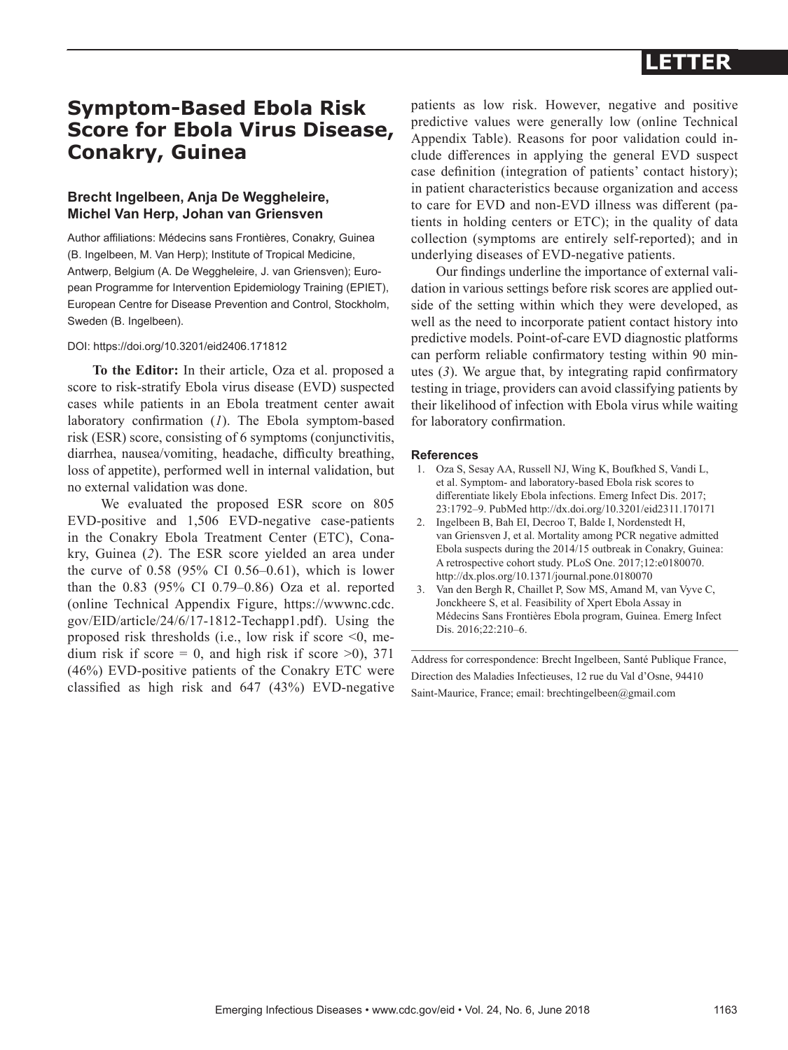LETTER

# Symptom-Based Ebola Risk Score for Ebola Virus Disease, Conakry, Guinea

**Brecht Ingelbeen, Anja De Weggheleire, Michel Van Herp, Johan van Griensven**

Author affiliations: Médecins sans Frontières, Conakry, Guinea (B. Ingelbeen, M. Van Herp); Institute of Tropical Medicine, Antwerp, Belgium (A. De Weggheleire, J. van Griensven); European Programme for Intervention Epidemiology Training (EPIET), European Centre for Disease Prevention and Control, Stockholm, Sweden (B. Ingelbeen).

DOI: https://doi.org/10.3201/eid2406.171812

**To the Editor:** In their article, Oza et al. proposed a score to risk-stratify Ebola virus disease (EVD) suspected cases while patients in an Ebola treatment center await laboratory confirmation (*1*). The Ebola symptom-based risk (ESR) score, consisting of 6 symptoms (conjunctivitis, diarrhea, nausea/vomiting, headache, difficulty breathing, loss of appetite), performed well in internal validation, but no external validation was done.

We evaluated the proposed ESR score on 805 EVD-positive and 1,506 EVD-negative case-patients in the Conakry Ebola Treatment Center (ETC), Conakry, Guinea (*2*). The ESR score yielded an area under the curve of 0.58 (95% CI 0.56–0.61), which is lower than the 0.83 (95% CI 0.79–0.86) Oza et al. reported (online Technical Appendix Figure, https://wwwnc.cdc.gov/EID/article/24/6/17-1812-Techapp1.pdf). Using the proposed risk thresholds (i.e., low risk if score <0, medium risk if score = 0, and high risk if score >0), 371 (46%) EVD-positive patients of the Conakry ETC were classified as high risk and 647 (43%) EVD-negative patients as low risk. However, negative and positive predictive values were generally low (online Technical Appendix Table). Reasons for poor validation could include differences in applying the general EVD suspect case definition (integration of patients' contact history); in patient characteristics because organization and access to care for EVD and non-EVD illness was different (patients in holding centers or ETC); in the quality of data collection (symptoms are entirely self-reported); and in underlying diseases of EVD-negative patients.

Our findings underline the importance of external validation in various settings before risk scores are applied outside of the setting within which they were developed, as well as the need to incorporate patient contact history into predictive models. Point-of-care EVD diagnostic platforms can perform reliable confirmatory testing within 90 minutes (*3*). We argue that, by integrating rapid confirmatory testing in triage, providers can avoid classifying patients by their likelihood of infection with Ebola virus while waiting for laboratory confirmation.

## References

1. Oza S, Sesay AA, Russell NJ, Wing K, Boufkhed S, Vandi L, et al. Symptom- and laboratory-based Ebola risk scores to differentiate likely Ebola infections. Emerg Infect Dis. 2017; 23:1792–9. PubMed http://dx.doi.org/10.3201/eid2311.170171
2. Ingelbeen B, Bah EI, Decroo T, Balde I, Nordenstedt H, van Griensven J, et al. Mortality among PCR negative admitted Ebola suspects during the 2014/15 outbreak in Conakry, Guinea: A retrospective cohort study. PLoS One. 2017;12:e0180070. http://dx.plos.org/10.1371/journal.pone.0180070
3. Van den Bergh R, Chaillet P, Sow MS, Amand M, van Vyve C, Jonckheere S, et al. Feasibility of Xpert Ebola Assay in Médecins Sans Frontières Ebola program, Guinea. Emerg Infect Dis. 2016;22:210–6.

Address for correspondence: Brecht Ingelbeen, Santé Publique France, Direction des Maladies Infectieuses, 12 rue du Val d'Osne, 94410 Saint-Maurice, France; email: brechtingelbeen@gmail.com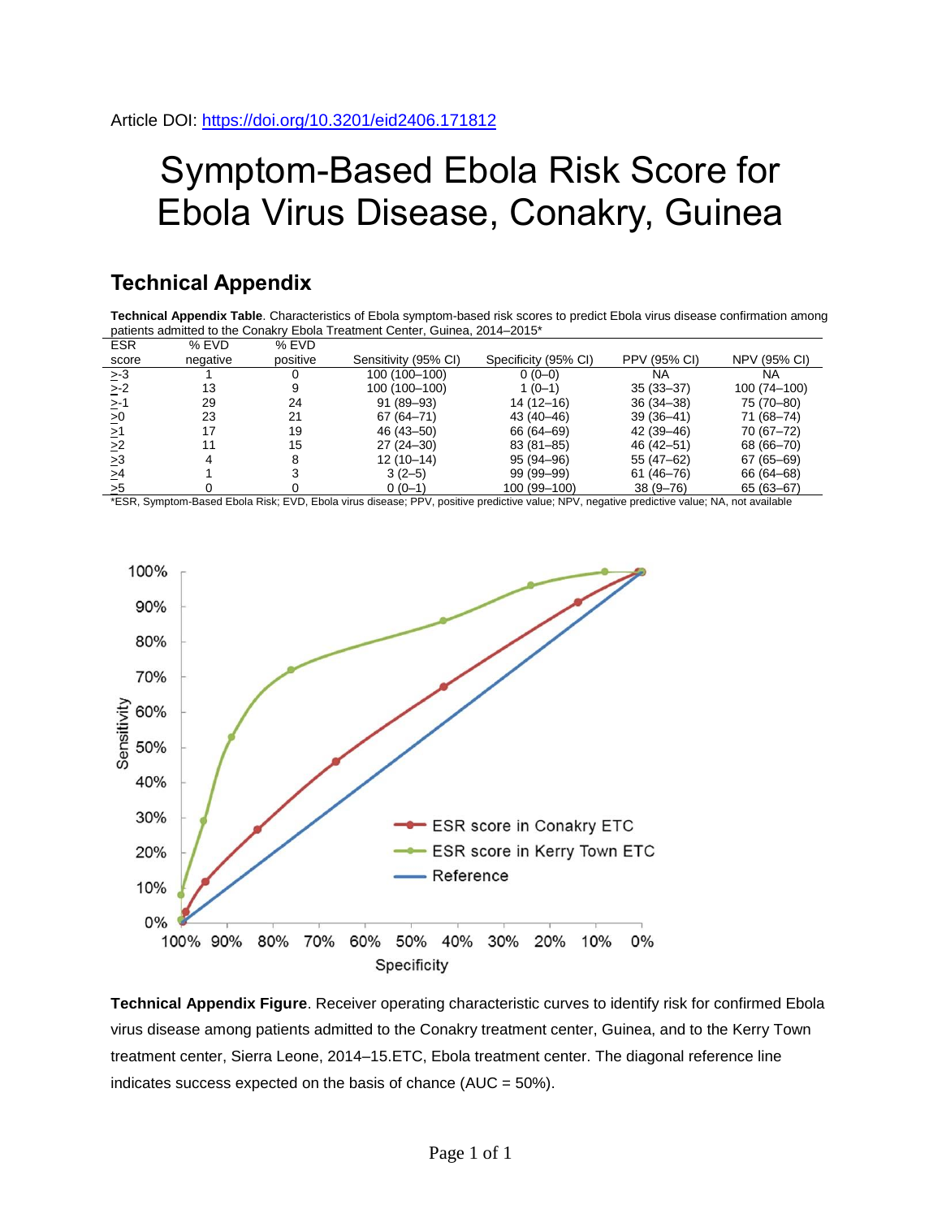Article DOI: https://doi.org/10.3201/eid2406.171812

# Symptom-Based Ebola Risk Score for Ebola Virus Disease, Conakry, Guinea

## Technical Appendix

**Technical Appendix Table**. Characteristics of Ebola symptom-based risk scores to predict Ebola virus disease confirmation among patients admitted to the Conakry Ebola Treatment Center, Guinea, 2014–2015*

| ESR score | % EVD negative | % EVD positive | Sensitivity (95% CI) | Specificity (95% CI) | PPV (95% CI) | NPV (95% CI) |
|---|---|---|---|---|---|---|
| ≥-3 | 1 | 0 | 100 (100–100) | 0 (0–0) | NA | NA |
| ≥-2 | 13 | 9 | 100 (100–100) | 1 (0–1) | 35 (33–37) | 100 (74–100) |
| ≥-1 | 29 | 24 | 91 (89–93) | 14 (12–16) | 36 (34–38) | 75 (70–80) |
| ≥0 | 23 | 21 | 67 (64–71) | 43 (40–46) | 39 (36–41) | 71 (68–74) |
| ≥1 | 17 | 19 | 46 (43–50) | 66 (64–69) | 42 (39–46) | 70 (67–72) |
| ≥2 | 11 | 15 | 27 (24–30) | 83 (81–85) | 46 (42–51) | 68 (66–70) |
| ≥3 | 4 | 8 | 12 (10–14) | 95 (94–96) | 55 (47–62) | 67 (65–69) |
| ≥4 | 1 | 3 | 3 (2–5) | 99 (99–99) | 61 (46–76) | 66 (64–68) |
| ≥5 | 0 | 0 | 0 (0–1) | 100 (99–100) | 38 (9–76) | 65 (63–67) |

*ESR, Symptom-Based Ebola Risk; EVD, Ebola virus disease; PPV, positive predictive value; NPV, negative predictive value; NA, not available

100%
90%
80%
70%
60%
50%
40%
30%
20%
10%
0%
Sensitivity
100% 90% 80% 70% 60% 50% 40% 30% 20% 10% 0%
Specificity
ESR score in Conakry ETC
ESR score in Kerry Town ETC
Reference

**Technical Appendix Figure**. Receiver operating characteristic curves to identify risk for confirmed Ebola virus disease among patients admitted to the Conakry treatment center, Guinea, and to the Kerry Town treatment center, Sierra Leone, 2014–15.ETC, Ebola treatment center. The diagonal reference line indicates success expected on the basis of chance (AUC = 50%).